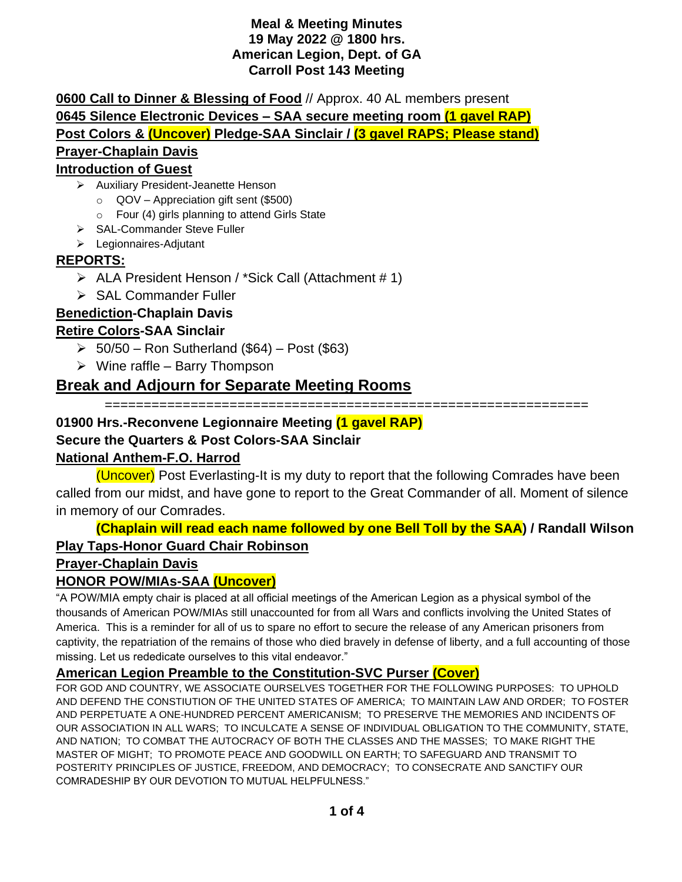**Meal & Meeting Minutes**
**19 May 2022 @ 1800 hrs.**
**American Legion, Dept. of GA**
**Carroll Post 143 Meeting**

**<u>0600 Call to Dinner & Blessing of Food</u>** // Approx. 40 AL members present
**<u>0645 Silence Electronic Devices – SAA secure meeting room (1 gavel RAP)</u>**
**<u>Post Colors & (Uncover) Pledge-SAA Sinclair / (3 gavel RAPS; Please stand)</u>**
**<u>Prayer-Chaplain Davis</u>**
**<u>Introduction of Guest</u>**

- Auxiliary President-Jeanette Henson
  - QOV – Appreciation gift sent ($500)
  - Four (4) girls planning to attend Girls State
- SAL-Commander Steve Fuller
- Legionnaires-Adjutant

**<u>REPORTS:</u>**

- ALA President Henson / *Sick Call (Attachment # 1)
- SAL Commander Fuller

**<u>Benediction</u>-Chaplain Davis**
**<u>Retire Colors</u>-SAA Sinclair**

- 50/50 – Ron Sutherland ($64) – Post ($63)
- Wine raffle – Barry Thompson

## <u>Break and Adjourn for Separate Meeting Rooms</u>

============================================================

**01900 Hrs.-Reconvene Legionnaire Meeting (1 gavel RAP)**
**Secure the Quarters & Post Colors-SAA Sinclair**
**<u>National Anthem-F.O. Harrod</u>**

(Uncover) Post Everlasting-It is my duty to report that the following Comrades have been called from our midst, and have gone to report to the Great Commander of all. Moment of silence in memory of our Comrades.

**(Chaplain will read each name followed by one Bell Toll by the SAA) / Randall Wilson**

**<u>Play Taps-Honor Guard Chair Robinson</u>**
**<u>Prayer-Chaplain Davis</u>**
**<u>HONOR POW/MIAs-SAA (Uncover)</u>**

"A POW/MIA empty chair is placed at all official meetings of the American Legion as a physical symbol of the thousands of American POW/MIAs still unaccounted for from all Wars and conflicts involving the United States of America. This is a reminder for all of us to spare no effort to secure the release of any American prisoners from captivity, the repatriation of the remains of those who died bravely in defense of liberty, and a full accounting of those missing. Let us rededicate ourselves to this vital endeavor."

**<u>American Legion Preamble to the Constitution-SVC Purser (Cover)</u>**

FOR GOD AND COUNTRY, WE ASSOCIATE OURSELVES TOGETHER FOR THE FOLLOWING PURPOSES: TO UPHOLD AND DEFEND THE CONSTIUTION OF THE UNITED STATES OF AMERICA; TO MAINTAIN LAW AND ORDER; TO FOSTER AND PERPETUATE A ONE-HUNDRED PERCENT AMERICANISM; TO PRESERVE THE MEMORIES AND INCIDENTS OF OUR ASSOCIATION IN ALL WARS; TO INCULCATE A SENSE OF INDIVIDUAL OBLIGATION TO THE COMMUNITY, STATE, AND NATION; TO COMBAT THE AUTOCRACY OF BOTH THE CLASSES AND THE MASSES; TO MAKE RIGHT THE MASTER OF MIGHT; TO PROMOTE PEACE AND GOODWILL ON EARTH; TO SAFEGUARD AND TRANSMIT TO POSTERITY PRINCIPLES OF JUSTICE, FREEDOM, AND DEMOCRACY; TO CONSECRATE AND SANCTIFY OUR COMRADESHIP BY OUR DEVOTION TO MUTUAL HELPFULNESS."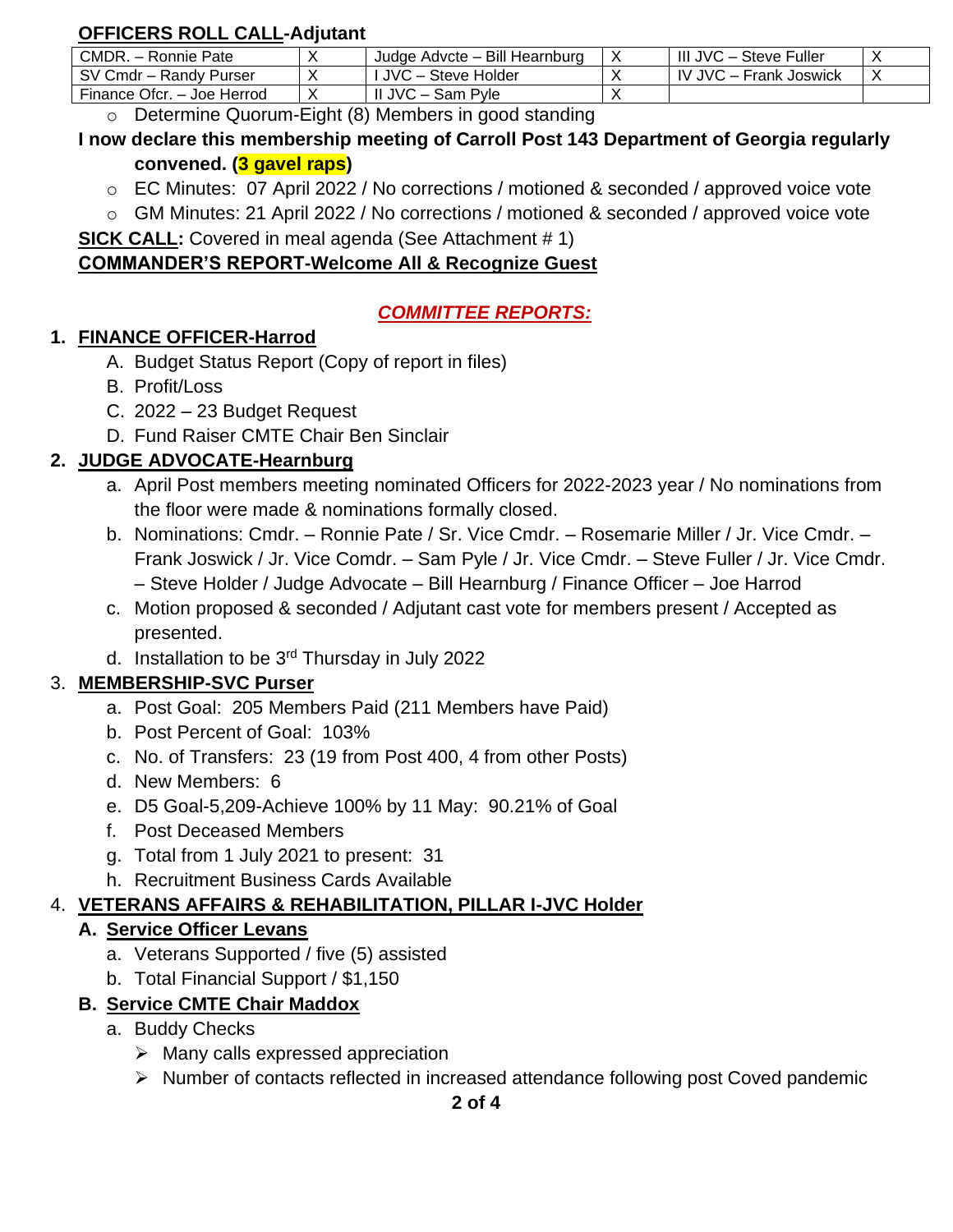**OFFICERS ROLL CALL-Adjutant**

| CMDR. – Ronnie Pate | X | Judge Advcte – Bill Hearnburg | X | III JVC – Steve Fuller | X |
|---|---|---|---|---|---|
| SV Cmdr – Randy Purser | X | I JVC – Steve Holder | X | IV JVC – Frank Joswick | X |
| Finance Ofcr. – Joe Herrod | X | II JVC – Sam Pyle | X | | |

- Determine Quorum-Eight (8) Members in good standing

**I now declare this membership meeting of Carroll Post 143 Department of Georgia regularly convened. (3 gavel raps)**

- EC Minutes: 07 April 2022 / No corrections / motioned & seconded / approved voice vote
- GM Minutes: 21 April 2022 / No corrections / motioned & seconded / approved voice vote

**SICK CALL:** Covered in meal agenda (See Attachment # 1)

**COMMANDER'S REPORT-Welcome All & Recognize Guest**

## *COMMITTEE REPORTS:*

1. **FINANCE OFFICER-Harrod**
   - A. Budget Status Report (Copy of report in files)
   - B. Profit/Loss
   - C. 2022 – 23 Budget Request
   - D. Fund Raiser CMTE Chair Ben Sinclair
2. **JUDGE ADVOCATE-Hearnburg**
   - a. April Post members meeting nominated Officers for 2022-2023 year / No nominations from the floor were made & nominations formally closed.
   - b. Nominations: Cmdr. – Ronnie Pate / Sr. Vice Cmdr. – Rosemarie Miller / Jr. Vice Cmdr. – Frank Joswick / Jr. Vice Comdr. – Sam Pyle / Jr. Vice Cmdr. – Steve Fuller / Jr. Vice Cmdr. – Steve Holder / Judge Advocate – Bill Hearnburg / Finance Officer – Joe Harrod
   - c. Motion proposed & seconded / Adjutant cast vote for members present / Accepted as presented.
   - d. Installation to be 3rd Thursday in July 2022
3. **MEMBERSHIP-SVC Purser**
   - a. Post Goal: 205 Members Paid (211 Members have Paid)
   - b. Post Percent of Goal: 103%
   - c. No. of Transfers: 23 (19 from Post 400, 4 from other Posts)
   - d. New Members: 6
   - e. D5 Goal-5,209-Achieve 100% by 11 May: 90.21% of Goal
   - f. Post Deceased Members
   - g. Total from 1 July 2021 to present: 31
   - h. Recruitment Business Cards Available
4. **VETERANS AFFAIRS & REHABILITATION, PILLAR I-JVC Holder**
   - **A. Service Officer Levans**
     - a. Veterans Supported / five (5) assisted
     - b. Total Financial Support / $1,150
   - **B. Service CMTE Chair Maddox**
     - a. Buddy Checks
       - Many calls expressed appreciation
       - Number of contacts reflected in increased attendance following post Coved pandemic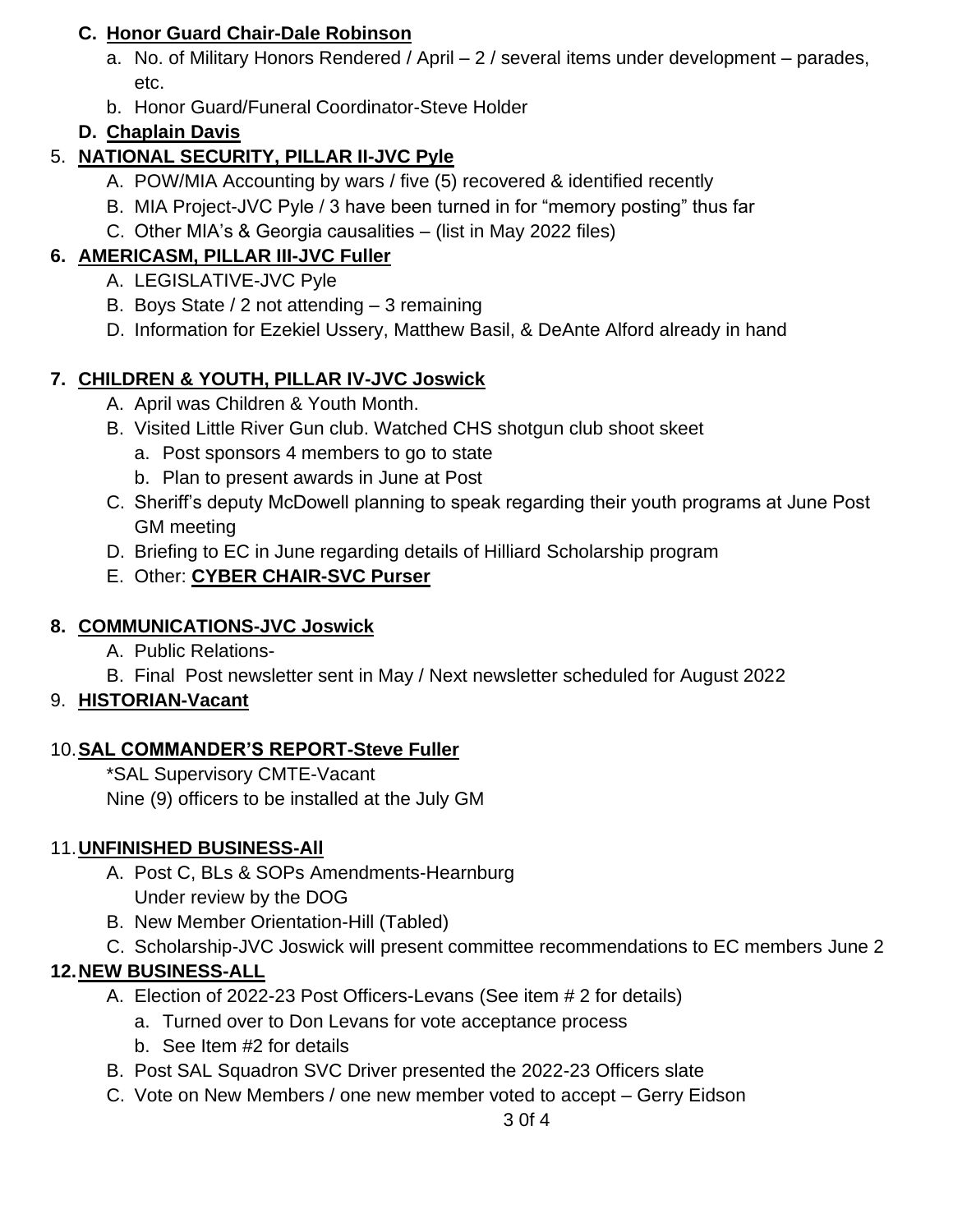**C. Honor Guard Chair-Dale Robinson**

a. No. of Military Honors Rendered / April – 2 / several items under development – parades, etc.

b. Honor Guard/Funeral Coordinator-Steve Holder

**D. Chaplain Davis**

5. **NATIONAL SECURITY, PILLAR II-JVC Pyle**

A. POW/MIA Accounting by wars / five (5) recovered & identified recently

B. MIA Project-JVC Pyle / 3 have been turned in for "memory posting" thus far

C. Other MIA's & Georgia causalities – (list in May 2022 files)

**6. AMERICASM, PILLAR III-JVC Fuller**

A. LEGISLATIVE-JVC Pyle

B. Boys State / 2 not attending – 3 remaining

D. Information for Ezekiel Ussery, Matthew Basil, & DeAnte Alford already in hand

**7. CHILDREN & YOUTH, PILLAR IV-JVC Joswick**

A. April was Children & Youth Month.

B. Visited Little River Gun club. Watched CHS shotgun club shoot skeet

a. Post sponsors 4 members to go to state

b. Plan to present awards in June at Post

C. Sheriff's deputy McDowell planning to speak regarding their youth programs at June Post GM meeting

D. Briefing to EC in June regarding details of Hilliard Scholarship program

E. Other: **CYBER CHAIR-SVC Purser**

**8. COMMUNICATIONS-JVC Joswick**

A. Public Relations-

B. Final Post newsletter sent in May / Next newsletter scheduled for August 2022

9. **HISTORIAN-Vacant**

10. **SAL COMMANDER'S REPORT-Steve Fuller**

*SAL Supervisory CMTE-Vacant

Nine (9) officers to be installed at the July GM

11. **UNFINISHED BUSINESS-All**

A. Post C, BLs & SOPs Amendments-Hearnburg
Under review by the DOG

B. New Member Orientation-Hill (Tabled)

C. Scholarship-JVC Joswick will present committee recommendations to EC members June 2

**12. NEW BUSINESS-ALL**

A. Election of 2022-23 Post Officers-Levans (See item # 2 for details)

a. Turned over to Don Levans for vote acceptance process

b. See Item #2 for details

B. Post SAL Squadron SVC Driver presented the 2022-23 Officers slate

C. Vote on New Members / one new member voted to accept – Gerry Eidson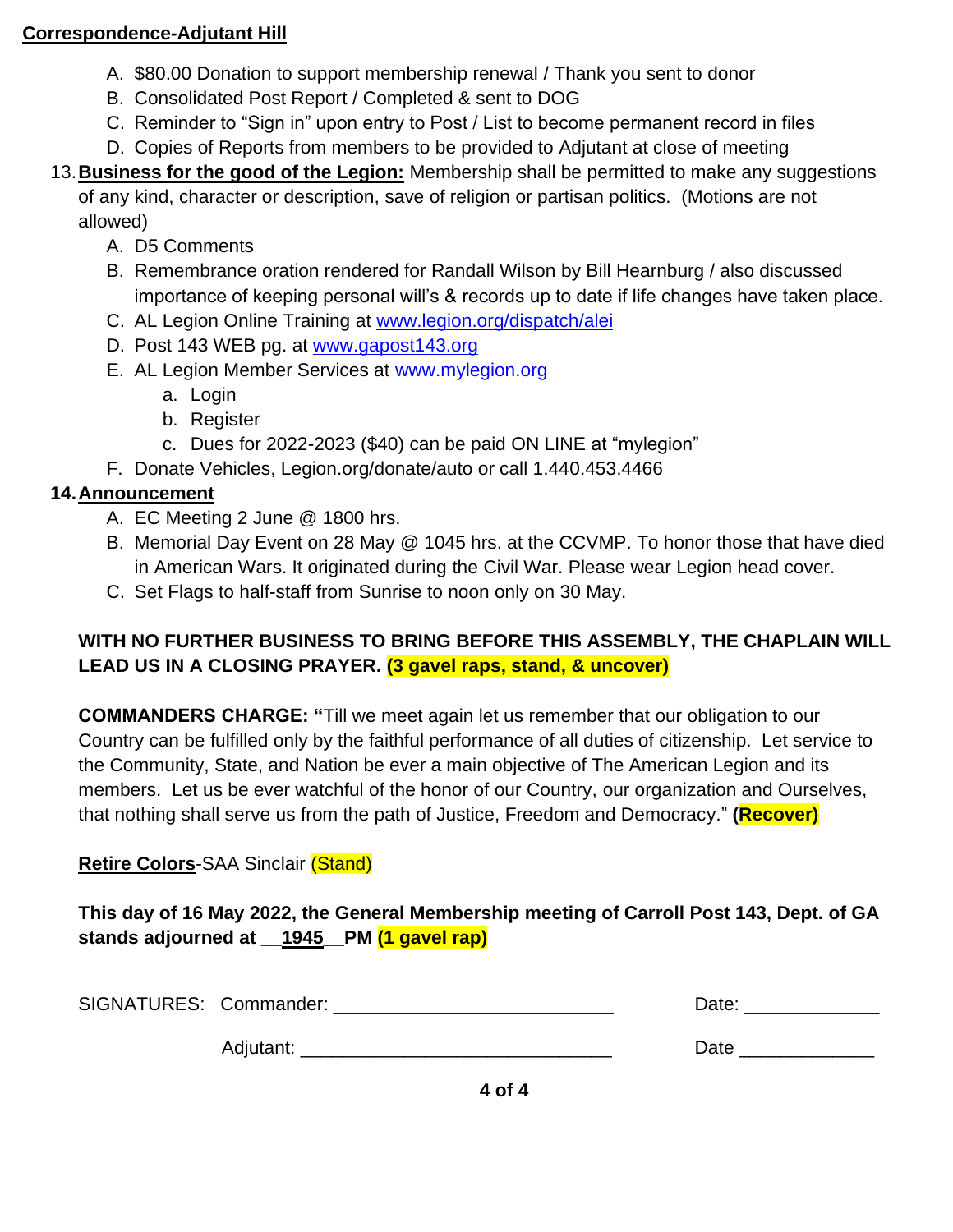**Correspondence-Adjutant Hill**

A. $80.00 Donation to support membership renewal / Thank you sent to donor
B. Consolidated Post Report / Completed & sent to DOG
C. Reminder to "Sign in" upon entry to Post / List to become permanent record in files
D. Copies of Reports from members to be provided to Adjutant at close of meeting

13. **Business for the good of the Legion:** Membership shall be permitted to make any suggestions of any kind, character or description, save of religion or partisan politics. (Motions are not allowed)

A. D5 Comments
B. Remembrance oration rendered for Randall Wilson by Bill Hearnburg / also discussed importance of keeping personal will's & records up to date if life changes have taken place.
C. AL Legion Online Training at www.legion.org/dispatch/alei
D. Post 143 WEB pg. at www.gapost143.org
E. AL Legion Member Services at www.mylegion.org
   a. Login
   b. Register
   c. Dues for 2022-2023 ($40) can be paid ON LINE at "mylegion"
F. Donate Vehicles, Legion.org/donate/auto or call 1.440.453.4466

14. **Announcement**

A. EC Meeting 2 June @ 1800 hrs.
B. Memorial Day Event on 28 May @ 1045 hrs. at the CCVMP. To honor those that have died in American Wars. It originated during the Civil War. Please wear Legion head cover.
C. Set Flags to half-staff from Sunrise to noon only on 30 May.

**WITH NO FURTHER BUSINESS TO BRING BEFORE THIS ASSEMBLY, THE CHAPLAIN WILL LEAD US IN A CLOSING PRAYER. (3 gavel raps, stand, & uncover)**

**COMMANDERS CHARGE: "**Till we meet again let us remember that our obligation to our Country can be fulfilled only by the faithful performance of all duties of citizenship. Let service to the Community, State, and Nation be ever a main objective of The American Legion and its members. Let us be ever watchful of the honor of our Country, our organization and Ourselves, that nothing shall serve us from the path of Justice, Freedom and Democracy." **(Recover)**

**Retire Colors**-SAA Sinclair (Stand)

**This day of 16 May 2022, the General Membership meeting of Carroll Post 143, Dept. of GA stands adjourned at \_\_1945\_\_PM (1 gavel rap)**

SIGNATURES: Commander: ___________________________ Date: _____________

Adjutant: ______________________________ Date _____________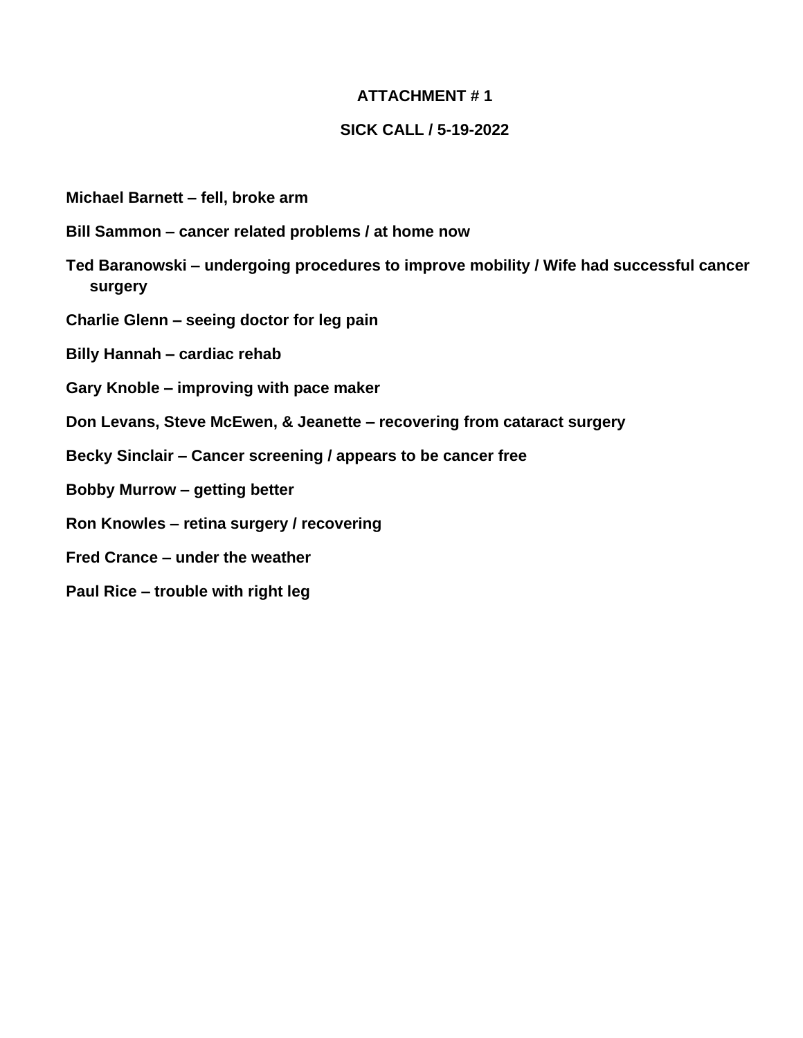**ATTACHMENT # 1**

**SICK CALL / 5-19-2022**

**Michael Barnett – fell, broke arm**

**Bill Sammon – cancer related problems / at home now**

**Ted Baranowski – undergoing procedures to improve mobility / Wife had successful cancer surgery**

**Charlie Glenn – seeing doctor for leg pain**

**Billy Hannah – cardiac rehab**

**Gary Knoble – improving with pace maker**

**Don Levans, Steve McEwen, & Jeanette – recovering from cataract surgery**

**Becky Sinclair – Cancer screening / appears to be cancer free**

**Bobby Murrow – getting better**

**Ron Knowles – retina surgery / recovering**

**Fred Crance – under the weather**

**Paul Rice – trouble with right leg**